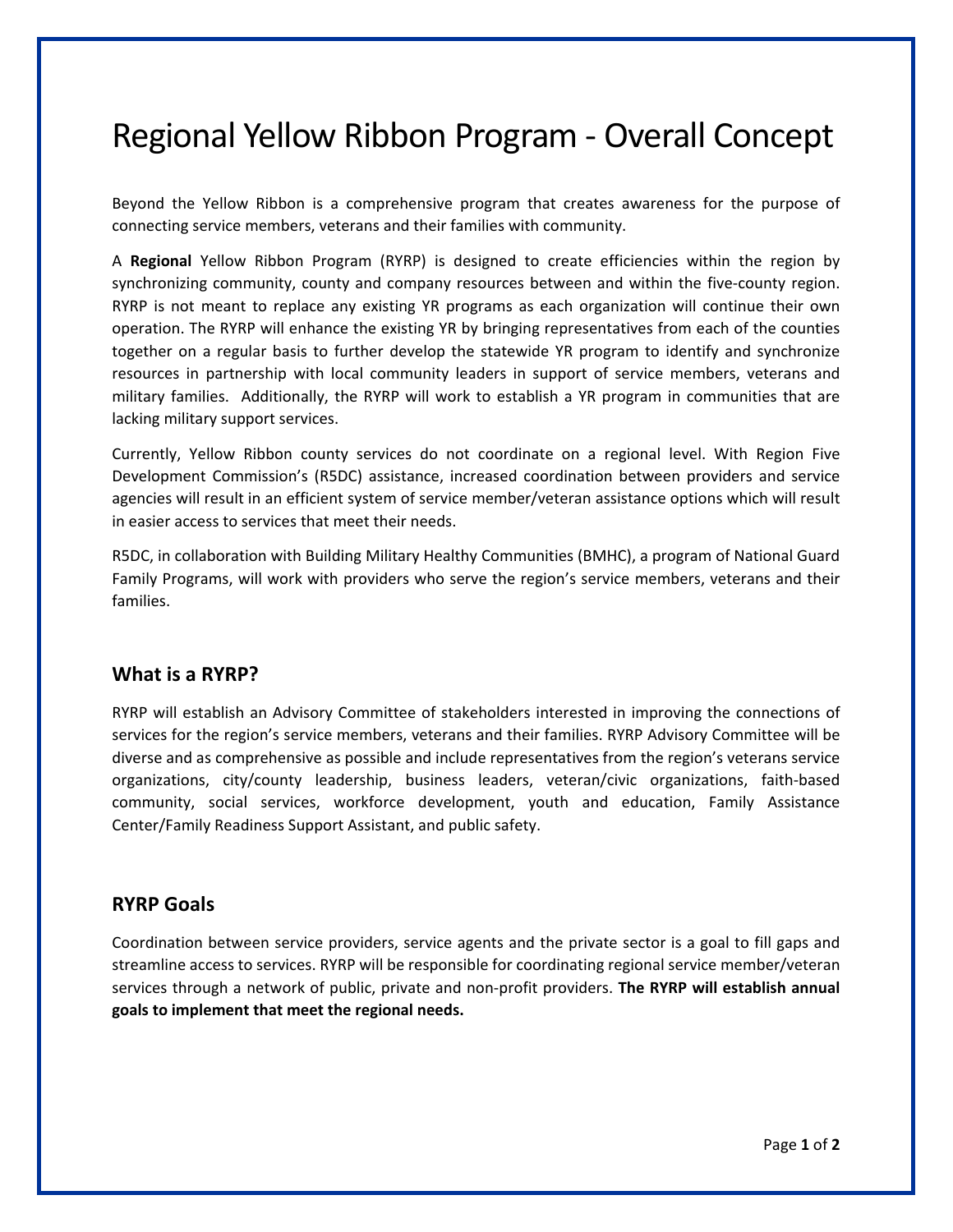# Regional Yellow Ribbon Program - Overall Concept

Beyond the Yellow Ribbon is a comprehensive program that creates awareness for the purpose of connecting service members, veterans and their families with community.

A **Regional** Yellow Ribbon Program (RYRP) is designed to create efficiencies within the region by synchronizing community, county and company resources between and within the five-county region. RYRP is not meant to replace any existing YR programs as each organization will continue their own operation. The RYRP will enhance the existing YR by bringing representatives from each of the counties together on a regular basis to further develop the statewide YR program to identify and synchronize resources in partnership with local community leaders in support of service members, veterans and military families. Additionally, the RYRP will work to establish a YR program in communities that are lacking military support services.

Currently, Yellow Ribbon county services do not coordinate on a regional level. With Region Five Development Commission's (R5DC) assistance, increased coordination between providers and service agencies will result in an efficient system of service member/veteran assistance options which will result in easier access to services that meet their needs.

R5DC, in collaboration with Building Military Healthy Communities (BMHC), a program of National Guard Family Programs, will work with providers who serve the region's service members, veterans and their families.

## What is a RYRP?

RYRP will establish an Advisory Committee of stakeholders interested in improving the connections of services for the region's service members, veterans and their families. RYRP Advisory Committee will be diverse and as comprehensive as possible and include representatives from the region's veterans service organizations, city/county leadership, business leaders, veteran/civic organizations, faith-based community, social services, workforce development, youth and education, Family Assistance Center/Family Readiness Support Assistant, and public safety.

## RYRP Goals

Coordination between service providers, service agents and the private sector is a goal to fill gaps and streamline access to services. RYRP will be responsible for coordinating regional service member/veteran services through a network of public, private and non-profit providers. **The RYRP will establish annual goals to implement that meet the regional needs.**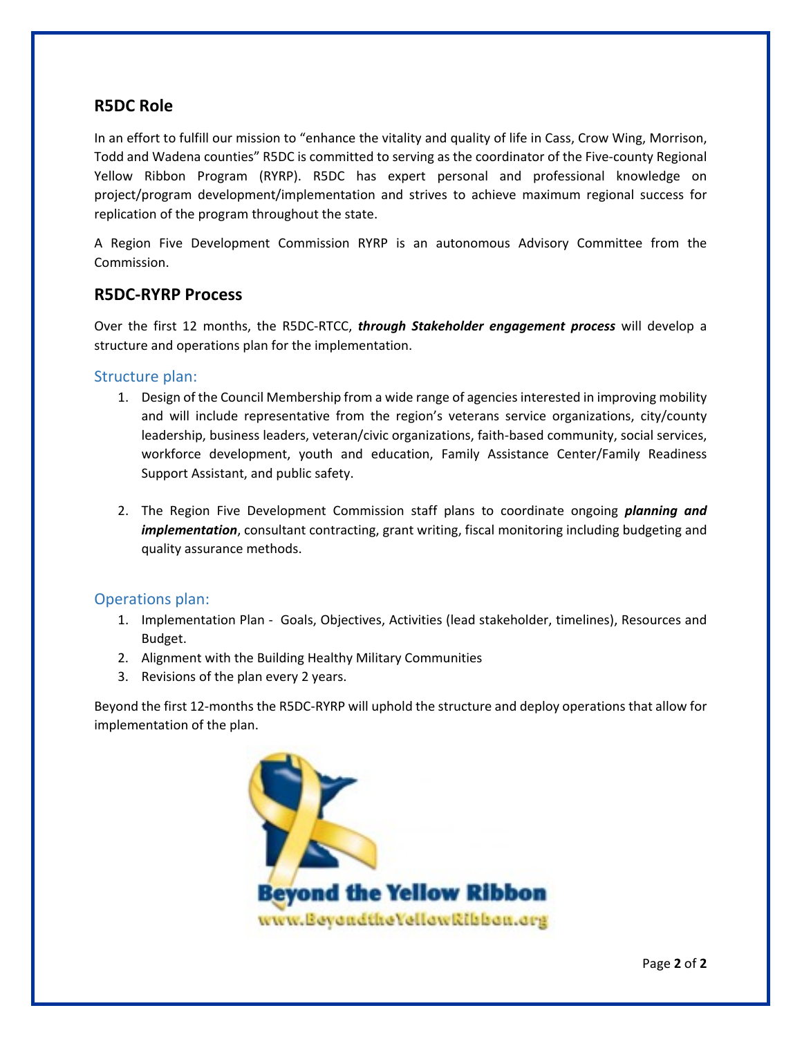## R5DC Role

In an effort to fulfill our mission to "enhance the vitality and quality of life in Cass, Crow Wing, Morrison, Todd and Wadena counties" R5DC is committed to serving as the coordinator of the Five-county Regional Yellow Ribbon Program (RYRP). R5DC has expert personal and professional knowledge on project/program development/implementation and strives to achieve maximum regional success for replication of the program throughout the state.

A Region Five Development Commission RYRP is an autonomous Advisory Committee from the Commission.

## R5DC-RYRP Process

Over the first 12 months, the R5DC-RTCC, ***through Stakeholder engagement process*** will develop a structure and operations plan for the implementation.

### Structure plan:

1. Design of the Council Membership from a wide range of agencies interested in improving mobility and will include representative from the region's veterans service organizations, city/county leadership, business leaders, veteran/civic organizations, faith-based community, social services, workforce development, youth and education, Family Assistance Center/Family Readiness Support Assistant, and public safety.

2. The Region Five Development Commission staff plans to coordinate ongoing ***planning and implementation***, consultant contracting, grant writing, fiscal monitoring including budgeting and quality assurance methods.

### Operations plan:

1. Implementation Plan - Goals, Objectives, Activities (lead stakeholder, timelines), Resources and Budget.
2. Alignment with the Building Healthy Military Communities
3. Revisions of the plan every 2 years.

Beyond the first 12-months the R5DC-RYRP will uphold the structure and deploy operations that allow for implementation of the plan.

Beyond the Yellow Ribbon
www.BeyondtheYellowRibbon.org